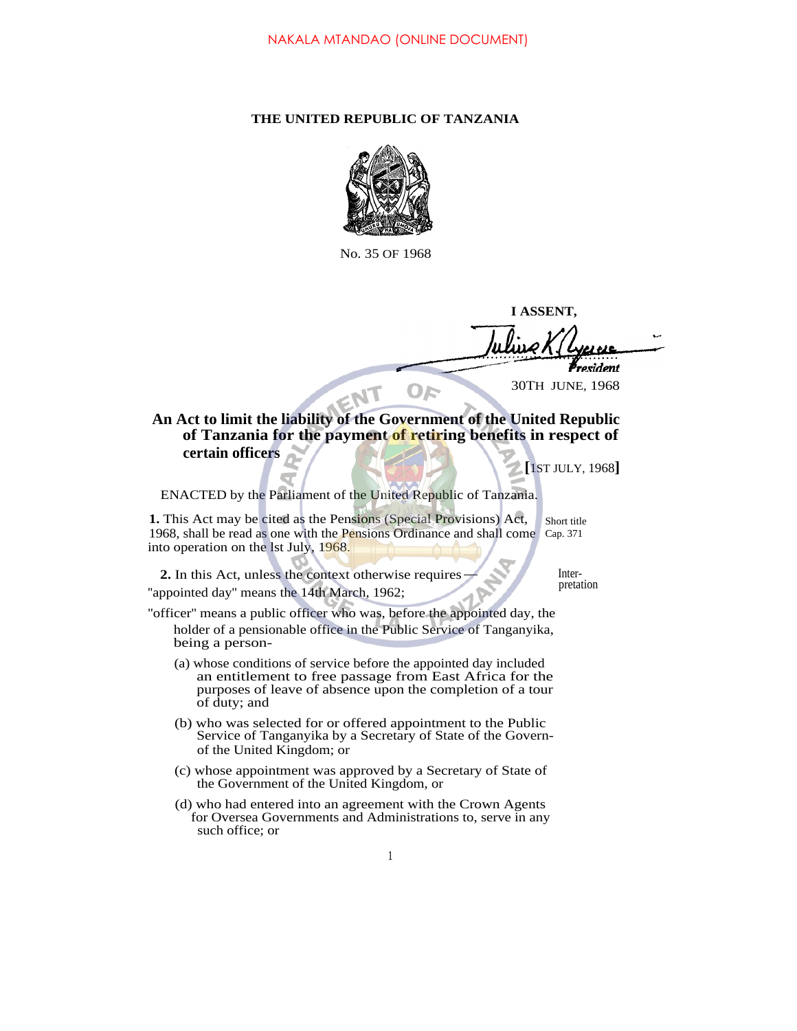NAKALA MTANDAO (ONLINE DOCUMENT)

**THE UNITED REPUBLIC OF TANZANIA**

No. 35 OF 1968

**I ASSENT,**

President

30TH JUNE, 1968

**An Act to limit the liability of the Government of the United Republic of Tanzania for the payment of retiring benefits in respect of certain officers**

**[**1ST JULY, 1968**]**

ENACTED by the Parliament of the United Republic of Tanzania.

Short title
Cap. 371

**1.** This Act may be cited as the Pensions (Special Provisions) Act, 1968, shall be read as one with the Pensions Ordinance and shall come into operation on the lst July, 1968.

Inter-pretation

**2.** In this Act, unless the context otherwise requires—

"appointed day" means the 14th March, 1962;

"officer" means a public officer who was, before the appointed day, the holder of a pensionable office in the Public Service of Tanganyika, being a person-

(a) whose conditions of service before the appointed day included an entitlement to free passage from East Africa for the purposes of leave of absence upon the completion of a tour of duty; and

(b) who was selected for or offered appointment to the Public Service of Tanganyika by a Secretary of State of the Govern-of the United Kingdom; or

(c) whose appointment was approved by a Secretary of State of the Government of the United Kingdom, or

(d) who had entered into an agreement with the Crown Agents for Oversea Governments and Administrations to, serve in any such office; or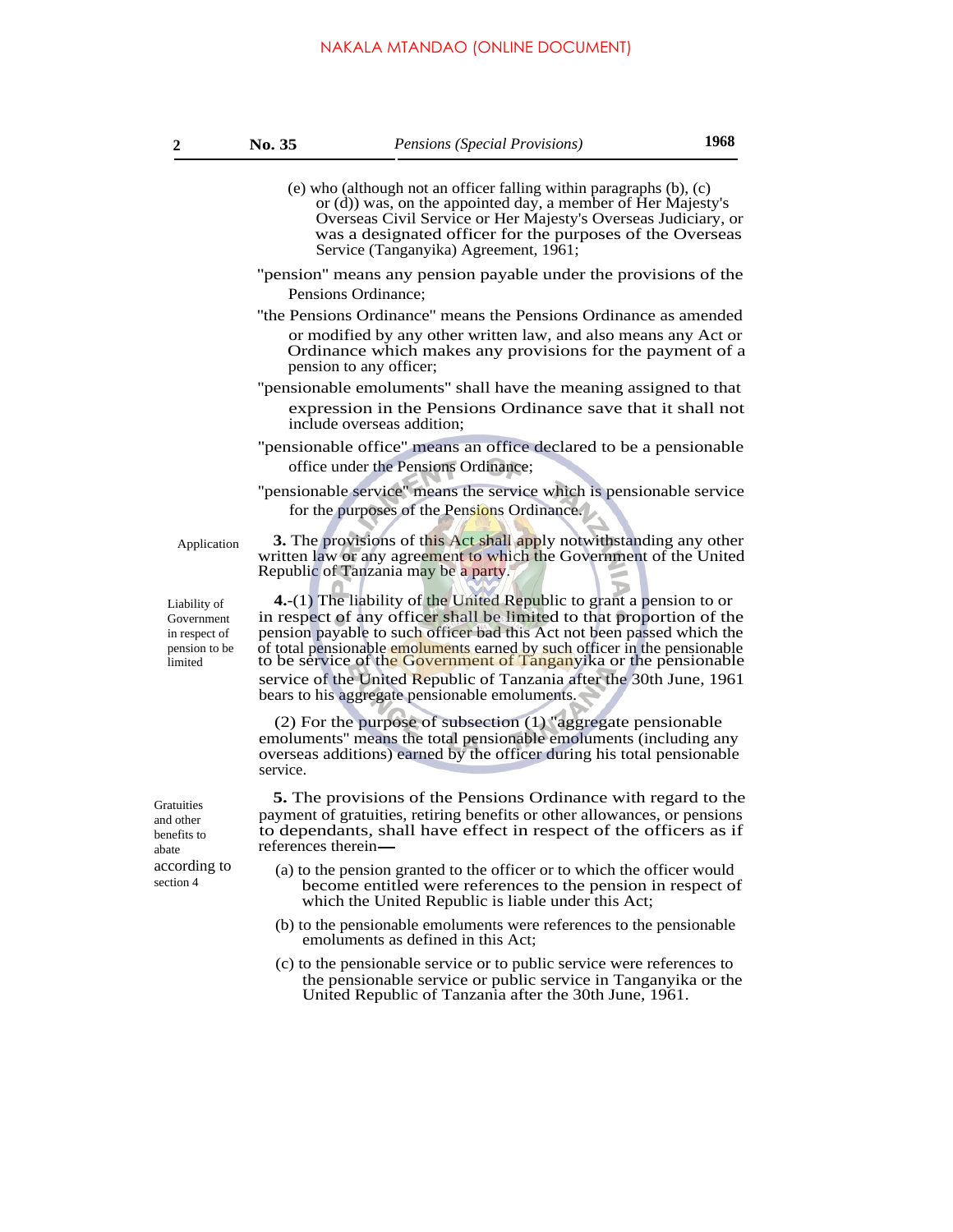(e) who (although not an officer falling within paragraphs (b), (c) or (d)) was, on the appointed day, a member of Her Majesty's Overseas Civil Service or Her Majesty's Overseas Judiciary, or was a designated officer for the purposes of the Overseas Service (Tanganyika) Agreement, 1961;

"pension" means any pension payable under the provisions of the Pensions Ordinance;

"the Pensions Ordinance" means the Pensions Ordinance as amended or modified by any other written law, and also means any Act or Ordinance which makes any provisions for the payment of a pension to any officer;

"pensionable emoluments" shall have the meaning assigned to that expression in the Pensions Ordinance save that it shall not include overseas addition;

"pensionable office" means an office declared to be a pensionable office under the Pensions Ordinance;

"pensionable service" means the service which is pensionable service for the purposes of the Pensions Ordinance.

Application

**3.** The provisions of this Act shall apply notwithstanding any other written law or any agreement to which the Government of the United Republic of Tanzania may be a party.

Liability of Government in respect of pension to be limited

**4.**-(1) The liability of the United Republic to grant a pension to or in respect of any officer shall be limited to that proportion of the pension payable to such officer bad this Act not been passed which the of total pensionable emoluments earned by such officer in the pensionable to be service of the Government of Tanganyika or the pensionable service of the United Republic of Tanzania after the 30th June, 1961 bears to his aggregate pensionable emoluments.

(2) For the purpose of subsection (1) "aggregate pensionable emoluments" means the total pensionable emoluments (including any overseas additions) earned by the officer during his total pensionable service.

Gratuities and other benefits to abate according to section 4

**5.** The provisions of the Pensions Ordinance with regard to the payment of gratuities, retiring benefits or other allowances, or pensions to dependants, shall have effect in respect of the officers as if references therein—

(a) to the pension granted to the officer or to which the officer would become entitled were references to the pension in respect of which the United Republic is liable under this Act;

(b) to the pensionable emoluments were references to the pensionable emoluments as defined in this Act;

(c) to the pensionable service or to public service were references to the pensionable service or public service in Tanganyika or the United Republic of Tanzania after the 30th June, 1961.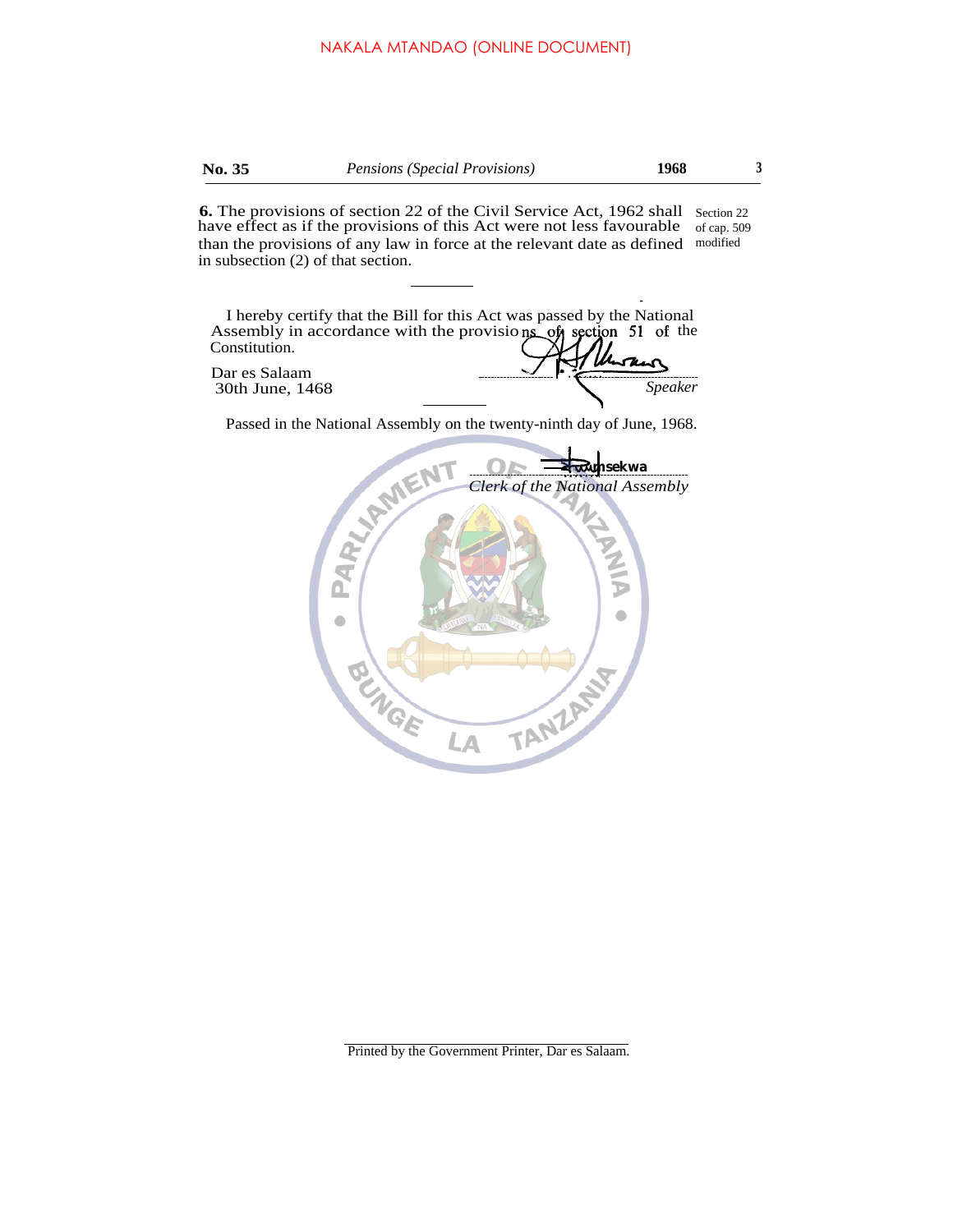**6.** The provisions of section 22 of the Civil Service Act, 1962 shall have effect as if the provisions of this Act were not less favourable than the provisions of any law in force at the relevant date as defined in subsection (2) of that section.

Section 22 of cap. 509 modified

---

I hereby certify that the Bill for this Act was passed by the National Assembly in accordance with the provisions of section 51 of the Constitution.

Dar es Salaam
30th June, 1468

*Speaker*

---

Passed in the National Assembly on the twenty-ninth day of June, 1968.

**Msekwa**
*Clerk of the National Assembly*

Printed by the Government Printer, Dar es Salaam.